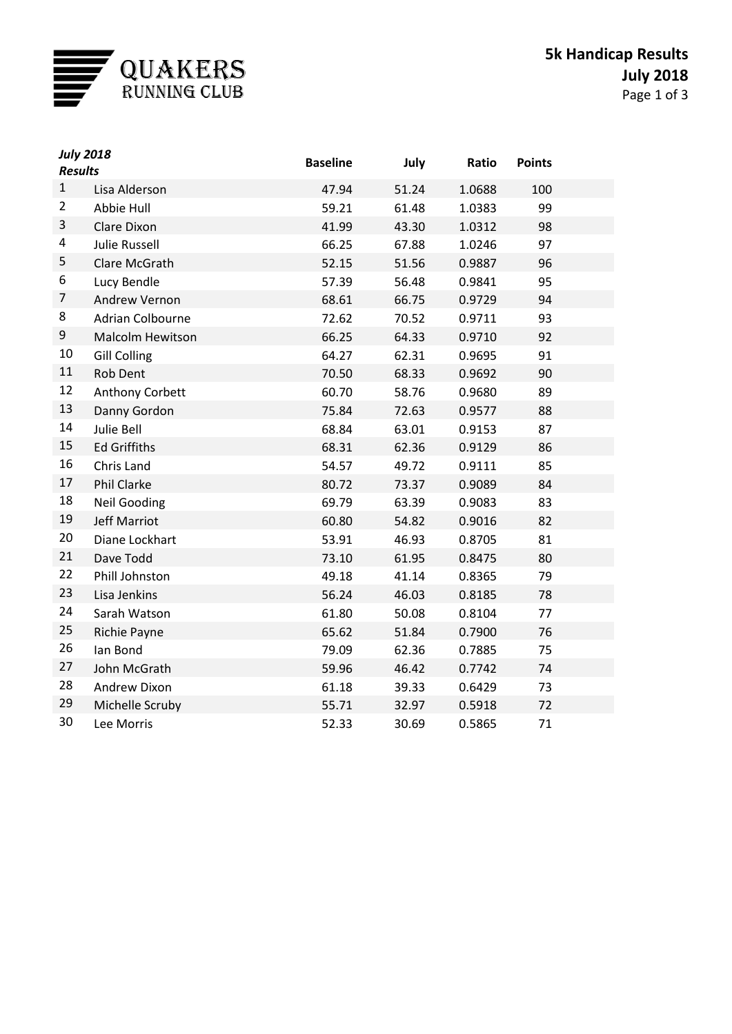# QUAKERS RUNNING CLUB

## 5k Handicap Results
## July 2018

| *July 2018 Results* | | Baseline | July | Ratio | Points |
|---|---|---|---|---|---|
| 1 | Lisa Alderson | 47.94 | 51.24 | 1.0688 | 100 |
| 2 | Abbie Hull | 59.21 | 61.48 | 1.0383 | 99 |
| 3 | Clare Dixon | 41.99 | 43.30 | 1.0312 | 98 |
| 4 | Julie Russell | 66.25 | 67.88 | 1.0246 | 97 |
| 5 | Clare McGrath | 52.15 | 51.56 | 0.9887 | 96 |
| 6 | Lucy Bendle | 57.39 | 56.48 | 0.9841 | 95 |
| 7 | Andrew Vernon | 68.61 | 66.75 | 0.9729 | 94 |
| 8 | Adrian Colbourne | 72.62 | 70.52 | 0.9711 | 93 |
| 9 | Malcolm Hewitson | 66.25 | 64.33 | 0.9710 | 92 |
| 10 | Gill Colling | 64.27 | 62.31 | 0.9695 | 91 |
| 11 | Rob Dent | 70.50 | 68.33 | 0.9692 | 90 |
| 12 | Anthony Corbett | 60.70 | 58.76 | 0.9680 | 89 |
| 13 | Danny Gordon | 75.84 | 72.63 | 0.9577 | 88 |
| 14 | Julie Bell | 68.84 | 63.01 | 0.9153 | 87 |
| 15 | Ed Griffiths | 68.31 | 62.36 | 0.9129 | 86 |
| 16 | Chris Land | 54.57 | 49.72 | 0.9111 | 85 |
| 17 | Phil Clarke | 80.72 | 73.37 | 0.9089 | 84 |
| 18 | Neil Gooding | 69.79 | 63.39 | 0.9083 | 83 |
| 19 | Jeff Marriot | 60.80 | 54.82 | 0.9016 | 82 |
| 20 | Diane Lockhart | 53.91 | 46.93 | 0.8705 | 81 |
| 21 | Dave Todd | 73.10 | 61.95 | 0.8475 | 80 |
| 22 | Phill Johnston | 49.18 | 41.14 | 0.8365 | 79 |
| 23 | Lisa Jenkins | 56.24 | 46.03 | 0.8185 | 78 |
| 24 | Sarah Watson | 61.80 | 50.08 | 0.8104 | 77 |
| 25 | Richie Payne | 65.62 | 51.84 | 0.7900 | 76 |
| 26 | Ian Bond | 79.09 | 62.36 | 0.7885 | 75 |
| 27 | John McGrath | 59.96 | 46.42 | 0.7742 | 74 |
| 28 | Andrew Dixon | 61.18 | 39.33 | 0.6429 | 73 |
| 29 | Michelle Scruby | 55.71 | 32.97 | 0.5918 | 72 |
| 30 | Lee Morris | 52.33 | 30.69 | 0.5865 | 71 |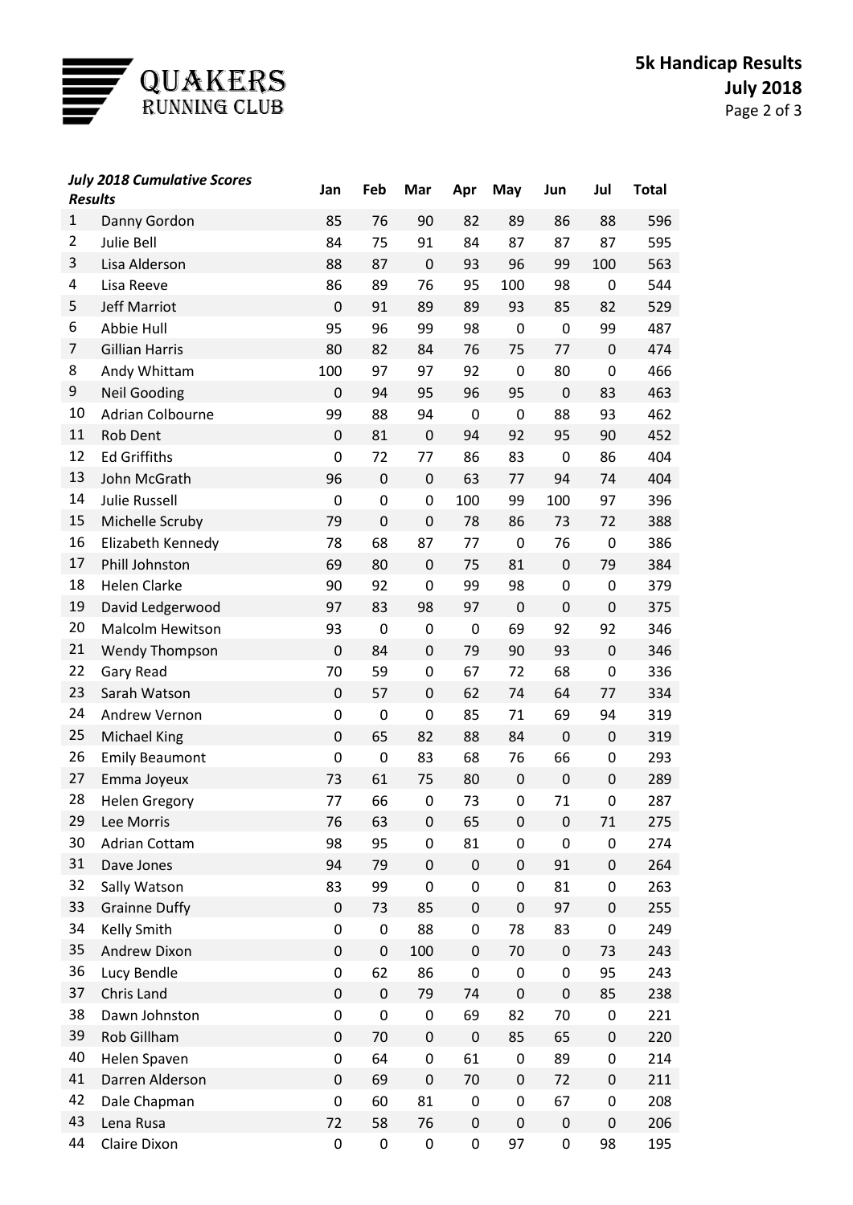**QUAKERS RUNNING CLUB**

# 5k Handicap Results
## July 2018

| *July 2018 Cumulative Scores Results* | | Jan | Feb | Mar | Apr | May | Jun | Jul | Total |
|---|---|---|---|---|---|---|---|---|---|
| 1 | Danny Gordon | 85 | 76 | 90 | 82 | 89 | 86 | 88 | 596 |
| 2 | Julie Bell | 84 | 75 | 91 | 84 | 87 | 87 | 87 | 595 |
| 3 | Lisa Alderson | 88 | 87 | 0 | 93 | 96 | 99 | 100 | 563 |
| 4 | Lisa Reeve | 86 | 89 | 76 | 95 | 100 | 98 | 0 | 544 |
| 5 | Jeff Marriot | 0 | 91 | 89 | 89 | 93 | 85 | 82 | 529 |
| 6 | Abbie Hull | 95 | 96 | 99 | 98 | 0 | 0 | 99 | 487 |
| 7 | Gillian Harris | 80 | 82 | 84 | 76 | 75 | 77 | 0 | 474 |
| 8 | Andy Whittam | 100 | 97 | 97 | 92 | 0 | 80 | 0 | 466 |
| 9 | Neil Gooding | 0 | 94 | 95 | 96 | 95 | 0 | 83 | 463 |
| 10 | Adrian Colbourne | 99 | 88 | 94 | 0 | 0 | 88 | 93 | 462 |
| 11 | Rob Dent | 0 | 81 | 0 | 94 | 92 | 95 | 90 | 452 |
| 12 | Ed Griffiths | 0 | 72 | 77 | 86 | 83 | 0 | 86 | 404 |
| 13 | John McGrath | 96 | 0 | 0 | 63 | 77 | 94 | 74 | 404 |
| 14 | Julie Russell | 0 | 0 | 0 | 100 | 99 | 100 | 97 | 396 |
| 15 | Michelle Scruby | 79 | 0 | 0 | 78 | 86 | 73 | 72 | 388 |
| 16 | Elizabeth Kennedy | 78 | 68 | 87 | 77 | 0 | 76 | 0 | 386 |
| 17 | Phill Johnston | 69 | 80 | 0 | 75 | 81 | 0 | 79 | 384 |
| 18 | Helen Clarke | 90 | 92 | 0 | 99 | 98 | 0 | 0 | 379 |
| 19 | David Ledgerwood | 97 | 83 | 98 | 97 | 0 | 0 | 0 | 375 |
| 20 | Malcolm Hewitson | 93 | 0 | 0 | 0 | 69 | 92 | 92 | 346 |
| 21 | Wendy Thompson | 0 | 84 | 0 | 79 | 90 | 93 | 0 | 346 |
| 22 | Gary Read | 70 | 59 | 0 | 67 | 72 | 68 | 0 | 336 |
| 23 | Sarah Watson | 0 | 57 | 0 | 62 | 74 | 64 | 77 | 334 |
| 24 | Andrew Vernon | 0 | 0 | 0 | 85 | 71 | 69 | 94 | 319 |
| 25 | Michael King | 0 | 65 | 82 | 88 | 84 | 0 | 0 | 319 |
| 26 | Emily Beaumont | 0 | 0 | 83 | 68 | 76 | 66 | 0 | 293 |
| 27 | Emma Joyeux | 73 | 61 | 75 | 80 | 0 | 0 | 0 | 289 |
| 28 | Helen Gregory | 77 | 66 | 0 | 73 | 0 | 71 | 0 | 287 |
| 29 | Lee Morris | 76 | 63 | 0 | 65 | 0 | 0 | 71 | 275 |
| 30 | Adrian Cottam | 98 | 95 | 0 | 81 | 0 | 0 | 0 | 274 |
| 31 | Dave Jones | 94 | 79 | 0 | 0 | 0 | 91 | 0 | 264 |
| 32 | Sally Watson | 83 | 99 | 0 | 0 | 0 | 81 | 0 | 263 |
| 33 | Grainne Duffy | 0 | 73 | 85 | 0 | 0 | 97 | 0 | 255 |
| 34 | Kelly Smith | 0 | 0 | 88 | 0 | 78 | 83 | 0 | 249 |
| 35 | Andrew Dixon | 0 | 0 | 100 | 0 | 70 | 0 | 73 | 243 |
| 36 | Lucy Bendle | 0 | 62 | 86 | 0 | 0 | 0 | 95 | 243 |
| 37 | Chris Land | 0 | 0 | 79 | 74 | 0 | 0 | 85 | 238 |
| 38 | Dawn Johnston | 0 | 0 | 0 | 69 | 82 | 70 | 0 | 221 |
| 39 | Rob Gillham | 0 | 70 | 0 | 0 | 85 | 65 | 0 | 220 |
| 40 | Helen Spaven | 0 | 64 | 0 | 61 | 0 | 89 | 0 | 214 |
| 41 | Darren Alderson | 0 | 69 | 0 | 70 | 0 | 72 | 0 | 211 |
| 42 | Dale Chapman | 0 | 60 | 81 | 0 | 0 | 67 | 0 | 208 |
| 43 | Lena Rusa | 72 | 58 | 76 | 0 | 0 | 0 | 0 | 206 |
| 44 | Claire Dixon | 0 | 0 | 0 | 0 | 97 | 0 | 98 | 195 |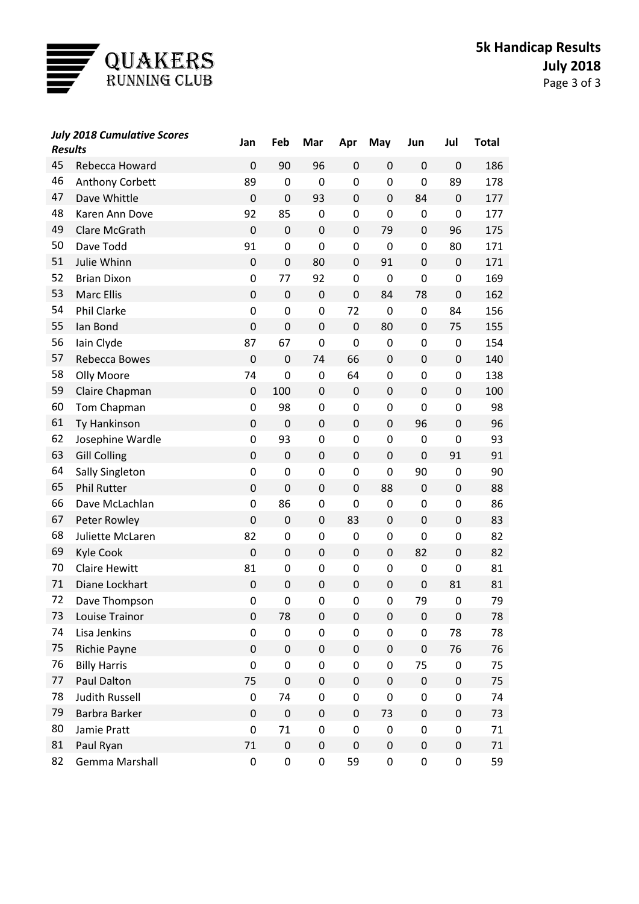QUAKERS RUNNING CLUB

# 5k Handicap Results
## July 2018

| *July 2018 Cumulative Scores Results* | | Jan | Feb | Mar | Apr | May | Jun | Jul | Total |
|---|---|---|---|---|---|---|---|---|---|
| 45 | Rebecca Howard | 0 | 90 | 96 | 0 | 0 | 0 | 0 | 186 |
| 46 | Anthony Corbett | 89 | 0 | 0 | 0 | 0 | 0 | 89 | 178 |
| 47 | Dave Whittle | 0 | 0 | 93 | 0 | 0 | 84 | 0 | 177 |
| 48 | Karen Ann Dove | 92 | 85 | 0 | 0 | 0 | 0 | 0 | 177 |
| 49 | Clare McGrath | 0 | 0 | 0 | 0 | 79 | 0 | 96 | 175 |
| 50 | Dave Todd | 91 | 0 | 0 | 0 | 0 | 0 | 80 | 171 |
| 51 | Julie Whinn | 0 | 0 | 80 | 0 | 91 | 0 | 0 | 171 |
| 52 | Brian Dixon | 0 | 77 | 92 | 0 | 0 | 0 | 0 | 169 |
| 53 | Marc Ellis | 0 | 0 | 0 | 0 | 84 | 78 | 0 | 162 |
| 54 | Phil Clarke | 0 | 0 | 0 | 72 | 0 | 0 | 84 | 156 |
| 55 | Ian Bond | 0 | 0 | 0 | 0 | 80 | 0 | 75 | 155 |
| 56 | Iain Clyde | 87 | 67 | 0 | 0 | 0 | 0 | 0 | 154 |
| 57 | Rebecca Bowes | 0 | 0 | 74 | 66 | 0 | 0 | 0 | 140 |
| 58 | Olly Moore | 74 | 0 | 0 | 64 | 0 | 0 | 0 | 138 |
| 59 | Claire Chapman | 0 | 100 | 0 | 0 | 0 | 0 | 0 | 100 |
| 60 | Tom Chapman | 0 | 98 | 0 | 0 | 0 | 0 | 0 | 98 |
| 61 | Ty Hankinson | 0 | 0 | 0 | 0 | 0 | 96 | 0 | 96 |
| 62 | Josephine Wardle | 0 | 93 | 0 | 0 | 0 | 0 | 0 | 93 |
| 63 | Gill Colling | 0 | 0 | 0 | 0 | 0 | 0 | 91 | 91 |
| 64 | Sally Singleton | 0 | 0 | 0 | 0 | 0 | 90 | 0 | 90 |
| 65 | Phil Rutter | 0 | 0 | 0 | 0 | 88 | 0 | 0 | 88 |
| 66 | Dave McLachlan | 0 | 86 | 0 | 0 | 0 | 0 | 0 | 86 |
| 67 | Peter Rowley | 0 | 0 | 0 | 83 | 0 | 0 | 0 | 83 |
| 68 | Juliette McLaren | 82 | 0 | 0 | 0 | 0 | 0 | 0 | 82 |
| 69 | Kyle Cook | 0 | 0 | 0 | 0 | 0 | 82 | 0 | 82 |
| 70 | Claire Hewitt | 81 | 0 | 0 | 0 | 0 | 0 | 0 | 81 |
| 71 | Diane Lockhart | 0 | 0 | 0 | 0 | 0 | 0 | 81 | 81 |
| 72 | Dave Thompson | 0 | 0 | 0 | 0 | 0 | 79 | 0 | 79 |
| 73 | Louise Trainor | 0 | 78 | 0 | 0 | 0 | 0 | 0 | 78 |
| 74 | Lisa Jenkins | 0 | 0 | 0 | 0 | 0 | 0 | 78 | 78 |
| 75 | Richie Payne | 0 | 0 | 0 | 0 | 0 | 0 | 76 | 76 |
| 76 | Billy Harris | 0 | 0 | 0 | 0 | 0 | 75 | 0 | 75 |
| 77 | Paul Dalton | 75 | 0 | 0 | 0 | 0 | 0 | 0 | 75 |
| 78 | Judith Russell | 0 | 74 | 0 | 0 | 0 | 0 | 0 | 74 |
| 79 | Barbra Barker | 0 | 0 | 0 | 0 | 73 | 0 | 0 | 73 |
| 80 | Jamie Pratt | 0 | 71 | 0 | 0 | 0 | 0 | 0 | 71 |
| 81 | Paul Ryan | 71 | 0 | 0 | 0 | 0 | 0 | 0 | 71 |
| 82 | Gemma Marshall | 0 | 0 | 0 | 59 | 0 | 0 | 0 | 59 |